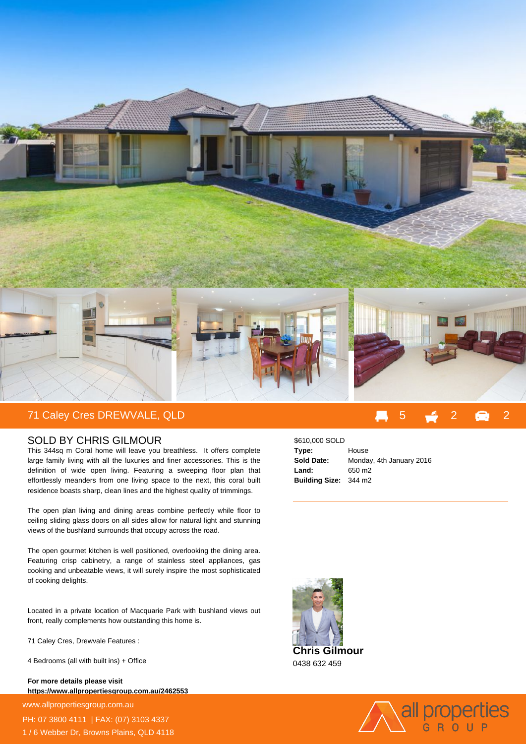# 71 Caley Cres DREWVALE, QLD

5 | 2 | 2

## SOLD BY CHRIS GILMOUR

This 344sq m Coral home will leave you breathless. It offers complete large family living with all the luxuries and finer accessories. This is the definition of wide open living. Featuring a sweeping floor plan that effortlessly meanders from one living space to the next, this coral built residence boasts sharp, clean lines and the highest quality of trimmings.

The open plan living and dining areas combine perfectly while floor to ceiling sliding glass doors on all sides allow for natural light and stunning views of the bushland surrounds that occupy across the road.

The open gourmet kitchen is well positioned, overlooking the dining area. Featuring crisp cabinetry, a range of stainless steel appliances, gas cooking and unbeatable views, it will surely inspire the most sophisticated of cooking delights.

Located in a private location of Macquarie Park with bushland views out front, really complements how outstanding this home is.

71 Caley Cres, Drewvale Features :

4 Bedrooms (all with built ins) + Office

**For more details please visit**
**https://www.allpropertiesgroup.com.au/2462553**

$610,000 SOLD

| | |
|---|---|
| **Type:** | House |
| **Sold Date:** | Monday, 4th January 2016 |
| **Land:** | 650 m2 |
| **Building Size:** | 344 m2 |

**Chris Gilmour**
0438 632 459

www.allpropertiesgroup.com.au
PH: 07 3800 4111 | FAX: (07) 3103 4337
1 / 6 Webber Dr, Browns Plains, QLD 4118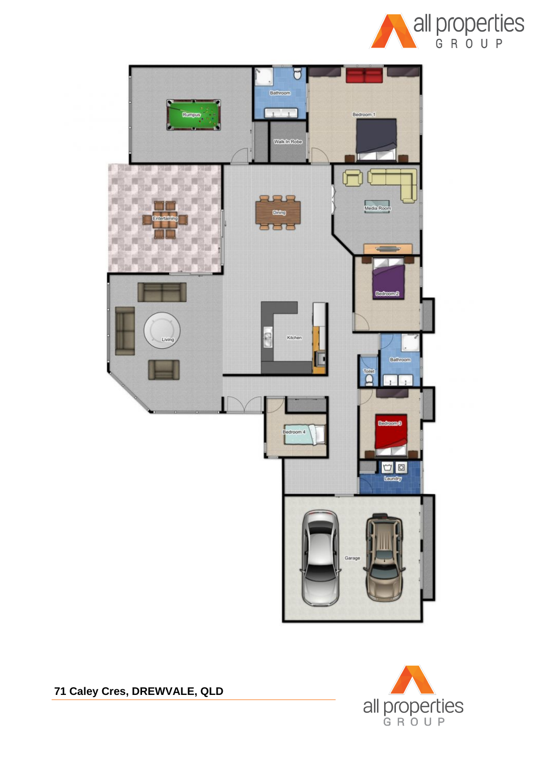all properties GROUP

Rumpus

Bathroom

Walk In Robe

Bedroom 1

Entertaining

Dining

Media Room

Bedroom 2

Living

Kitchen

Toilet

Bathroom

Bedroom 4

Bedroom 3

Laundry

Garage

**71 Caley Cres, DREWVALE, QLD**

all properties GROUP